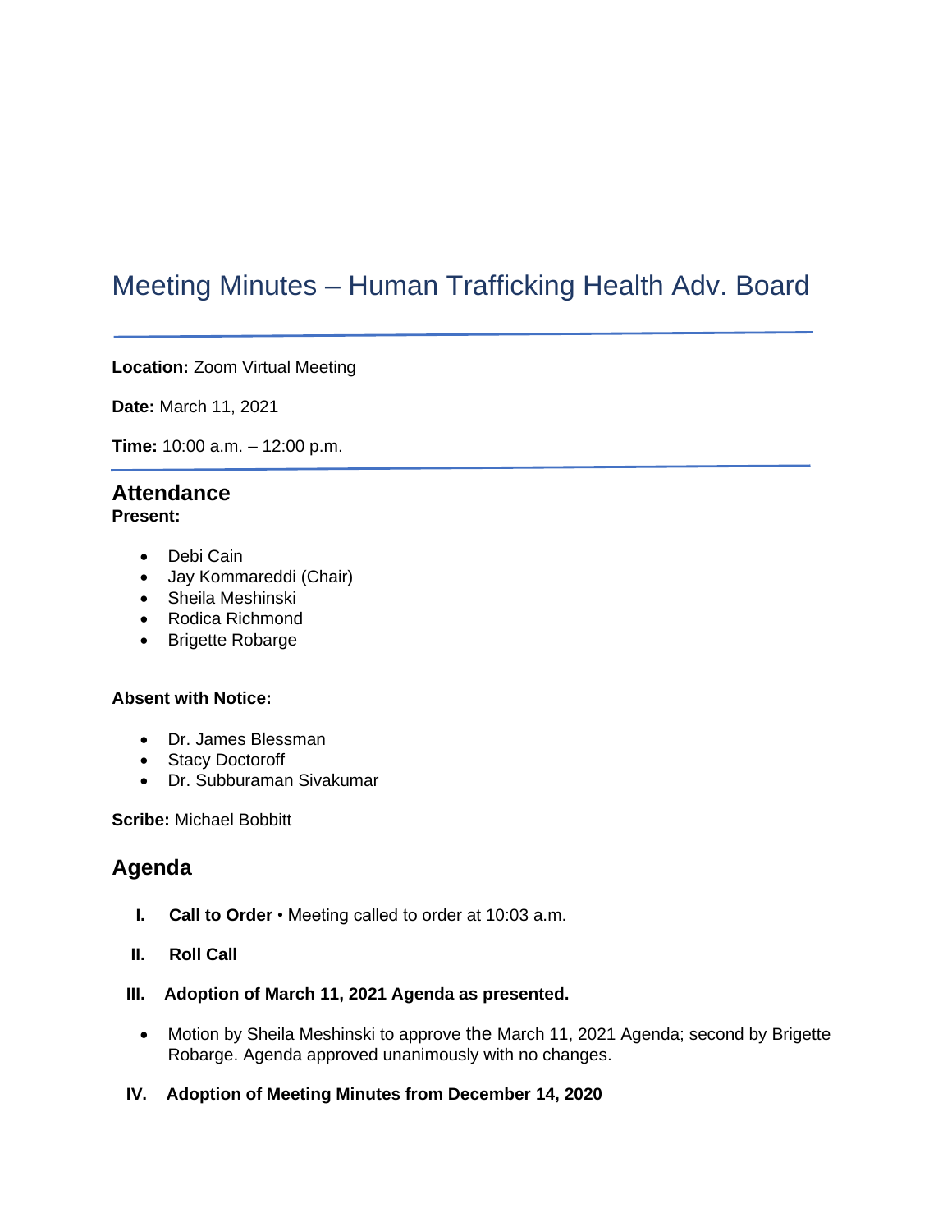# Meeting Minutes – Human Trafficking Health Adv. Board

**Location:** Zoom Virtual Meeting

**Date:** March 11, 2021

**Time:** 10:00 a.m. – 12:00 p.m.

## Attendance

**Present:**

- Debi Cain
- Jay Kommareddi (Chair)
- Sheila Meshinski
- Rodica Richmond
- Brigette Robarge

**Absent with Notice:**

- Dr. James Blessman
- Stacy Doctoroff
- Dr. Subburaman Sivakumar

**Scribe:** Michael Bobbitt

## Agenda

I. **Call to Order** • Meeting called to order at 10:03 a.m.

II. **Roll Call**

III. **Adoption of March 11, 2021 Agenda as presented.**

- Motion by Sheila Meshinski to approve the March 11, 2021 Agenda; second by Brigette Robarge. Agenda approved unanimously with no changes.

IV. **Adoption of Meeting Minutes from December 14, 2020**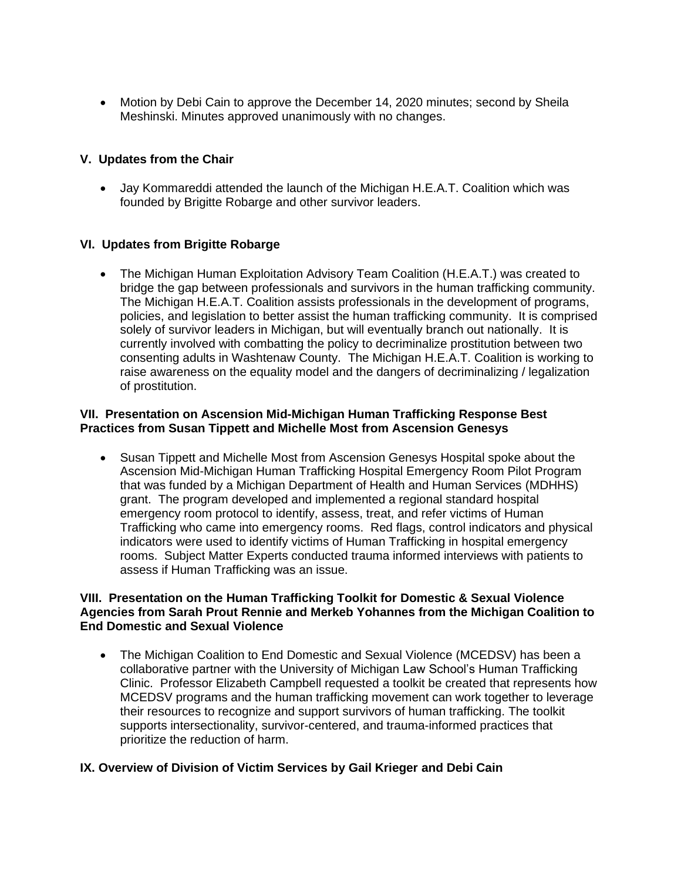- Motion by Debi Cain to approve the December 14, 2020 minutes; second by Sheila Meshinski. Minutes approved unanimously with no changes.

## V. Updates from the Chair

- Jay Kommareddi attended the launch of the Michigan H.E.A.T. Coalition which was founded by Brigitte Robarge and other survivor leaders.

## VI. Updates from Brigitte Robarge

- The Michigan Human Exploitation Advisory Team Coalition (H.E.A.T.) was created to bridge the gap between professionals and survivors in the human trafficking community. The Michigan H.E.A.T. Coalition assists professionals in the development of programs, policies, and legislation to better assist the human trafficking community. It is comprised solely of survivor leaders in Michigan, but will eventually branch out nationally. It is currently involved with combatting the policy to decriminalize prostitution between two consenting adults in Washtenaw County. The Michigan H.E.A.T. Coalition is working to raise awareness on the equality model and the dangers of decriminalizing / legalization of prostitution.

## VII. Presentation on Ascension Mid-Michigan Human Trafficking Response Best Practices from Susan Tippett and Michelle Most from Ascension Genesys

- Susan Tippett and Michelle Most from Ascension Genesys Hospital spoke about the Ascension Mid-Michigan Human Trafficking Hospital Emergency Room Pilot Program that was funded by a Michigan Department of Health and Human Services (MDHHS) grant. The program developed and implemented a regional standard hospital emergency room protocol to identify, assess, treat, and refer victims of Human Trafficking who came into emergency rooms. Red flags, control indicators and physical indicators were used to identify victims of Human Trafficking in hospital emergency rooms. Subject Matter Experts conducted trauma informed interviews with patients to assess if Human Trafficking was an issue.

## VIII. Presentation on the Human Trafficking Toolkit for Domestic & Sexual Violence Agencies from Sarah Prout Rennie and Merkeb Yohannes from the Michigan Coalition to End Domestic and Sexual Violence

- The Michigan Coalition to End Domestic and Sexual Violence (MCEDSV) has been a collaborative partner with the University of Michigan Law School's Human Trafficking Clinic. Professor Elizabeth Campbell requested a toolkit be created that represents how MCEDSV programs and the human trafficking movement can work together to leverage their resources to recognize and support survivors of human trafficking. The toolkit supports intersectionality, survivor-centered, and trauma-informed practices that prioritize the reduction of harm.

## IX. Overview of Division of Victim Services by Gail Krieger and Debi Cain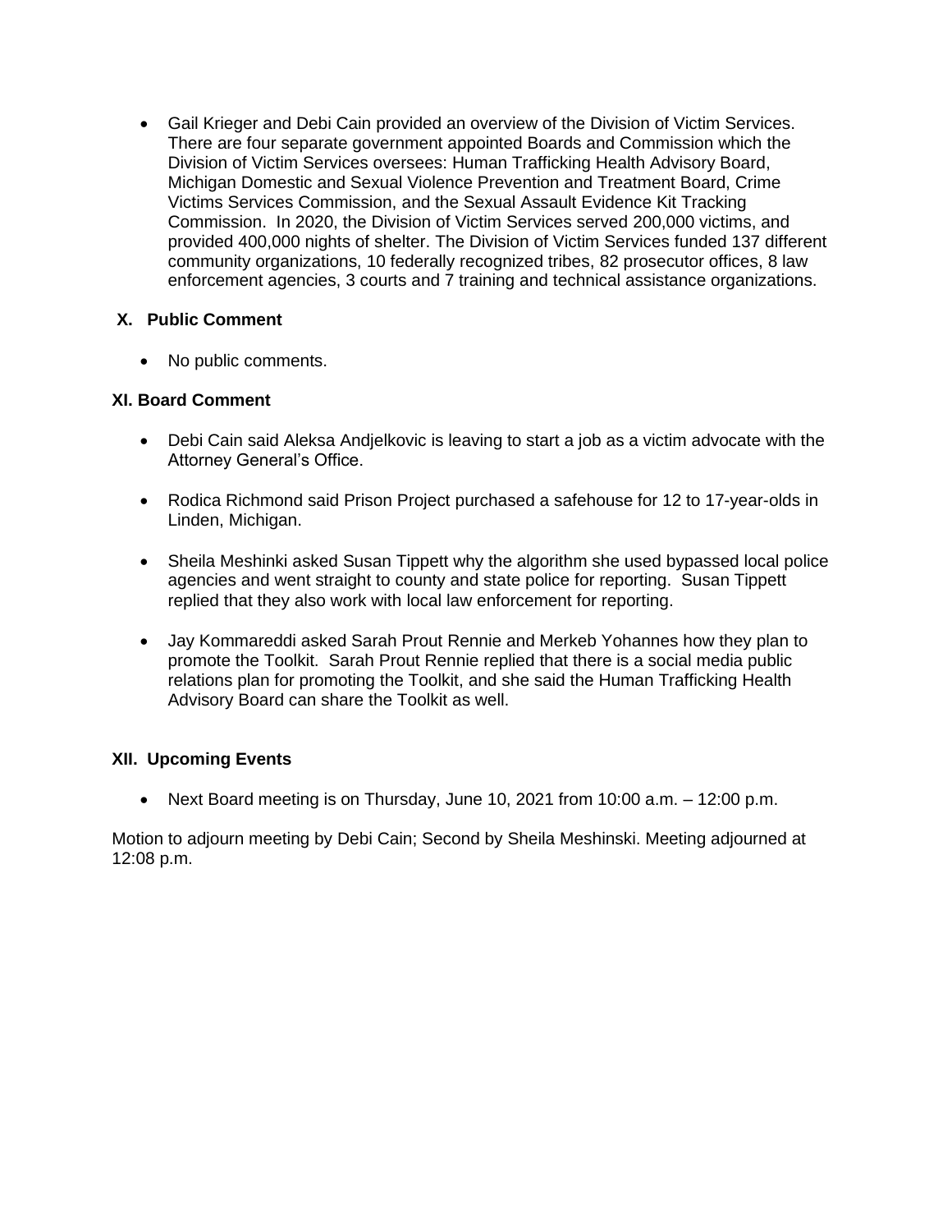- Gail Krieger and Debi Cain provided an overview of the Division of Victim Services. There are four separate government appointed Boards and Commission which the Division of Victim Services oversees: Human Trafficking Health Advisory Board, Michigan Domestic and Sexual Violence Prevention and Treatment Board, Crime Victims Services Commission, and the Sexual Assault Evidence Kit Tracking Commission. In 2020, the Division of Victim Services served 200,000 victims, and provided 400,000 nights of shelter. The Division of Victim Services funded 137 different community organizations, 10 federally recognized tribes, 82 prosecutor offices, 8 law enforcement agencies, 3 courts and 7 training and technical assistance organizations.

### X. Public Comment

- No public comments.

### XI. Board Comment

- Debi Cain said Aleksa Andjelkovic is leaving to start a job as a victim advocate with the Attorney General's Office.

- Rodica Richmond said Prison Project purchased a safehouse for 12 to 17-year-olds in Linden, Michigan.

- Sheila Meshinki asked Susan Tippett why the algorithm she used bypassed local police agencies and went straight to county and state police for reporting. Susan Tippett replied that they also work with local law enforcement for reporting.

- Jay Kommareddi asked Sarah Prout Rennie and Merkeb Yohannes how they plan to promote the Toolkit. Sarah Prout Rennie replied that there is a social media public relations plan for promoting the Toolkit, and she said the Human Trafficking Health Advisory Board can share the Toolkit as well.

### XII. Upcoming Events

- Next Board meeting is on Thursday, June 10, 2021 from 10:00 a.m. – 12:00 p.m.

Motion to adjourn meeting by Debi Cain; Second by Sheila Meshinski. Meeting adjourned at 12:08 p.m.